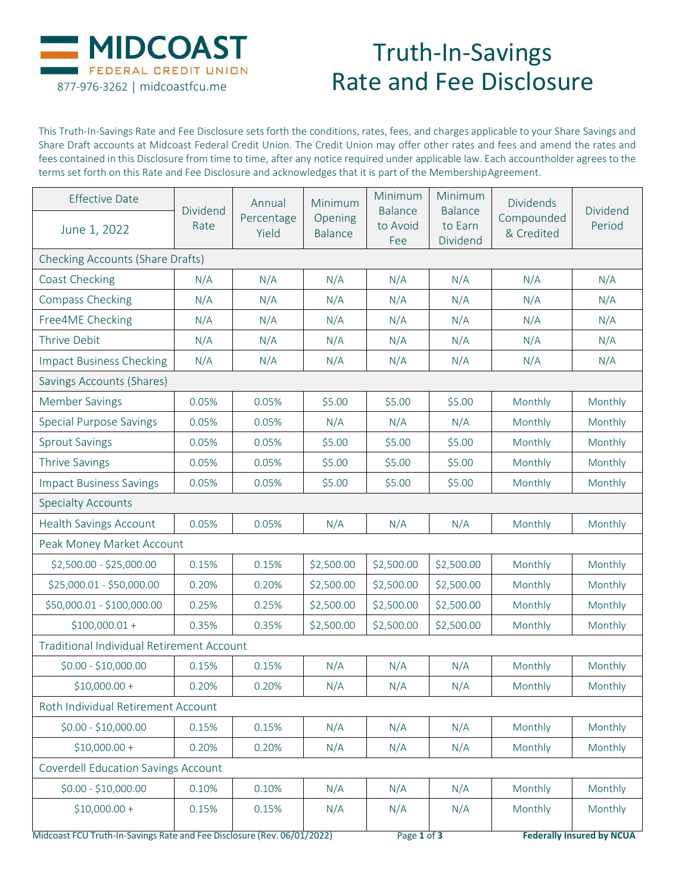# MIDCOAST FEDERAL CREDIT UNION

877-976-3262 | midcoastfcu.me

# Truth-In-Savings Rate and Fee Disclosure

This Truth-In-Savings Rate and Fee Disclosure sets forth the conditions, rates, fees, and charges applicable to your Share Savings and Share Draft accounts at Midcoast Federal Credit Union. The Credit Union may offer other rates and fees and amend the rates and fees contained in this Disclosure from time to time, after any notice required under applicable law. Each accountholder agrees to the terms set forth on this Rate and Fee Disclosure and acknowledges that it is part of the MembershipAgreement.

| Effective Date June 1, 2022 | Dividend Rate | Annual Percentage Yield | Minimum Opening Balance | Minimum Balance to Avoid Fee | Minimum Balance to Earn Dividend | Dividends Compounded & Credited | Dividend Period |
|---|---|---|---|---|---|---|---|
| **Checking Accounts (Share Drafts)** | | | | | | | |
| Coast Checking | N/A | N/A | N/A | N/A | N/A | N/A | N/A |
| Compass Checking | N/A | N/A | N/A | N/A | N/A | N/A | N/A |
| Free4ME Checking | N/A | N/A | N/A | N/A | N/A | N/A | N/A |
| Thrive Debit | N/A | N/A | N/A | N/A | N/A | N/A | N/A |
| Impact Business Checking | N/A | N/A | N/A | N/A | N/A | N/A | N/A |
| **Savings Accounts (Shares)** | | | | | | | |
| Member Savings | 0.05% | 0.05% | $5.00 | $5.00 | $5.00 | Monthly | Monthly |
| Special Purpose Savings | 0.05% | 0.05% | N/A | N/A | N/A | Monthly | Monthly |
| Sprout Savings | 0.05% | 0.05% | $5.00 | $5.00 | $5.00 | Monthly | Monthly |
| Thrive Savings | 0.05% | 0.05% | $5.00 | $5.00 | $5.00 | Monthly | Monthly |
| Impact Business Savings | 0.05% | 0.05% | $5.00 | $5.00 | $5.00 | Monthly | Monthly |
| **Specialty Accounts** | | | | | | | |
| Health Savings Account | 0.05% | 0.05% | N/A | N/A | N/A | Monthly | Monthly |
| **Peak Money Market Account** | | | | | | | |
| $2,500.00 - $25,000.00 | 0.15% | 0.15% | $2,500.00 | $2,500.00 | $2,500.00 | Monthly | Monthly |
| $25,000.01 - $50,000.00 | 0.20% | 0.20% | $2,500.00 | $2,500.00 | $2,500.00 | Monthly | Monthly |
| $50,000.01 - $100,000.00 | 0.25% | 0.25% | $2,500.00 | $2,500.00 | $2,500.00 | Monthly | Monthly |
| $100,000.01 + | 0.35% | 0.35% | $2,500.00 | $2,500.00 | $2,500.00 | Monthly | Monthly |
| **Traditional Individual Retirement Account** | | | | | | | |
| $0.00 - $10,000.00 | 0.15% | 0.15% | N/A | N/A | N/A | Monthly | Monthly |
| $10,000.00 + | 0.20% | 0.20% | N/A | N/A | N/A | Monthly | Monthly |
| **Roth Individual Retirement Account** | | | | | | | |
| $0.00 - $10,000.00 | 0.15% | 0.15% | N/A | N/A | N/A | Monthly | Monthly |
| $10,000.00 + | 0.20% | 0.20% | N/A | N/A | N/A | Monthly | Monthly |
| **Coverdell Education Savings Account** | | | | | | | |
| $0.00 - $10,000.00 | 0.10% | 0.10% | N/A | N/A | N/A | Monthly | Monthly |
| $10,000.00 + | 0.15% | 0.15% | N/A | N/A | N/A | Monthly | Monthly |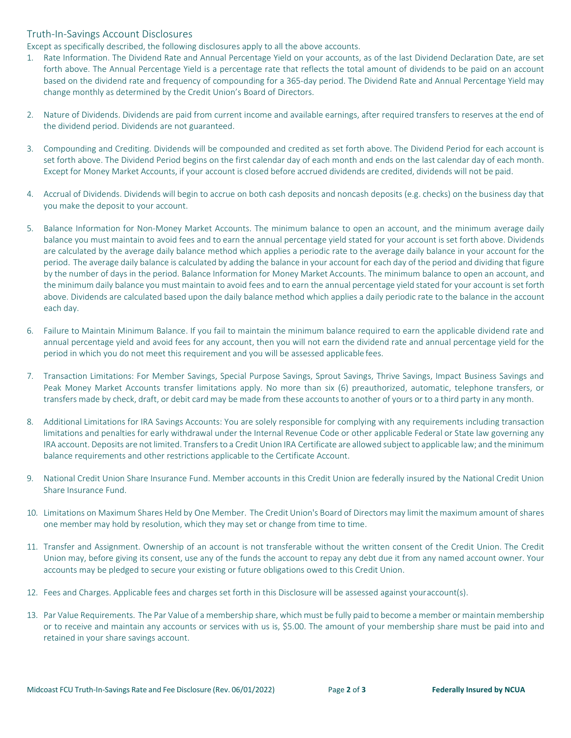## Truth-In-Savings Account Disclosures

Except as specifically described, the following disclosures apply to all the above accounts.

1. Rate Information. The Dividend Rate and Annual Percentage Yield on your accounts, as of the last Dividend Declaration Date, are set forth above. The Annual Percentage Yield is a percentage rate that reflects the total amount of dividends to be paid on an account based on the dividend rate and frequency of compounding for a 365-day period. The Dividend Rate and Annual Percentage Yield may change monthly as determined by the Credit Union's Board of Directors.

2. Nature of Dividends. Dividends are paid from current income and available earnings, after required transfers to reserves at the end of the dividend period. Dividends are not guaranteed.

3. Compounding and Crediting. Dividends will be compounded and credited as set forth above. The Dividend Period for each account is set forth above. The Dividend Period begins on the first calendar day of each month and ends on the last calendar day of each month. Except for Money Market Accounts, if your account is closed before accrued dividends are credited, dividends will not be paid.

4. Accrual of Dividends. Dividends will begin to accrue on both cash deposits and noncash deposits (e.g. checks) on the business day that you make the deposit to your account.

5. Balance Information for Non-Money Market Accounts. The minimum balance to open an account, and the minimum average daily balance you must maintain to avoid fees and to earn the annual percentage yield stated for your account is set forth above. Dividends are calculated by the average daily balance method which applies a periodic rate to the average daily balance in your account for the period. The average daily balance is calculated by adding the balance in your account for each day of the period and dividing that figure by the number of days in the period. Balance Information for Money Market Accounts. The minimum balance to open an account, and the minimum daily balance you must maintain to avoid fees and to earn the annual percentage yield stated for your account is set forth above. Dividends are calculated based upon the daily balance method which applies a daily periodic rate to the balance in the account each day.

6. Failure to Maintain Minimum Balance. If you fail to maintain the minimum balance required to earn the applicable dividend rate and annual percentage yield and avoid fees for any account, then you will not earn the dividend rate and annual percentage yield for the period in which you do not meet this requirement and you will be assessed applicable fees.

7. Transaction Limitations: For Member Savings, Special Purpose Savings, Sprout Savings, Thrive Savings, Impact Business Savings and Peak Money Market Accounts transfer limitations apply. No more than six (6) preauthorized, automatic, telephone transfers, or transfers made by check, draft, or debit card may be made from these accounts to another of yours or to a third party in any month.

8. Additional Limitations for IRA Savings Accounts: You are solely responsible for complying with any requirements including transaction limitations and penalties for early withdrawal under the Internal Revenue Code or other applicable Federal or State law governing any IRA account. Deposits are not limited. Transfers to a Credit Union IRA Certificate are allowed subject to applicable law; and the minimum balance requirements and other restrictions applicable to the Certificate Account.

9. National Credit Union Share Insurance Fund. Member accounts in this Credit Union are federally insured by the National Credit Union Share Insurance Fund.

10. Limitations on Maximum Shares Held by One Member. The Credit Union's Board of Directors may limit the maximum amount of shares one member may hold by resolution, which they may set or change from time to time.

11. Transfer and Assignment. Ownership of an account is not transferable without the written consent of the Credit Union. The Credit Union may, before giving its consent, use any of the funds the account to repay any debt due it from any named account owner. Your accounts may be pledged to secure your existing or future obligations owed to this Credit Union.

12. Fees and Charges. Applicable fees and charges set forth in this Disclosure will be assessed against your account(s).

13. Par Value Requirements. The Par Value of a membership share, which must be fully paid to become a member or maintain membership or to receive and maintain any accounts or services with us is, $5.00. The amount of your membership share must be paid into and retained in your share savings account.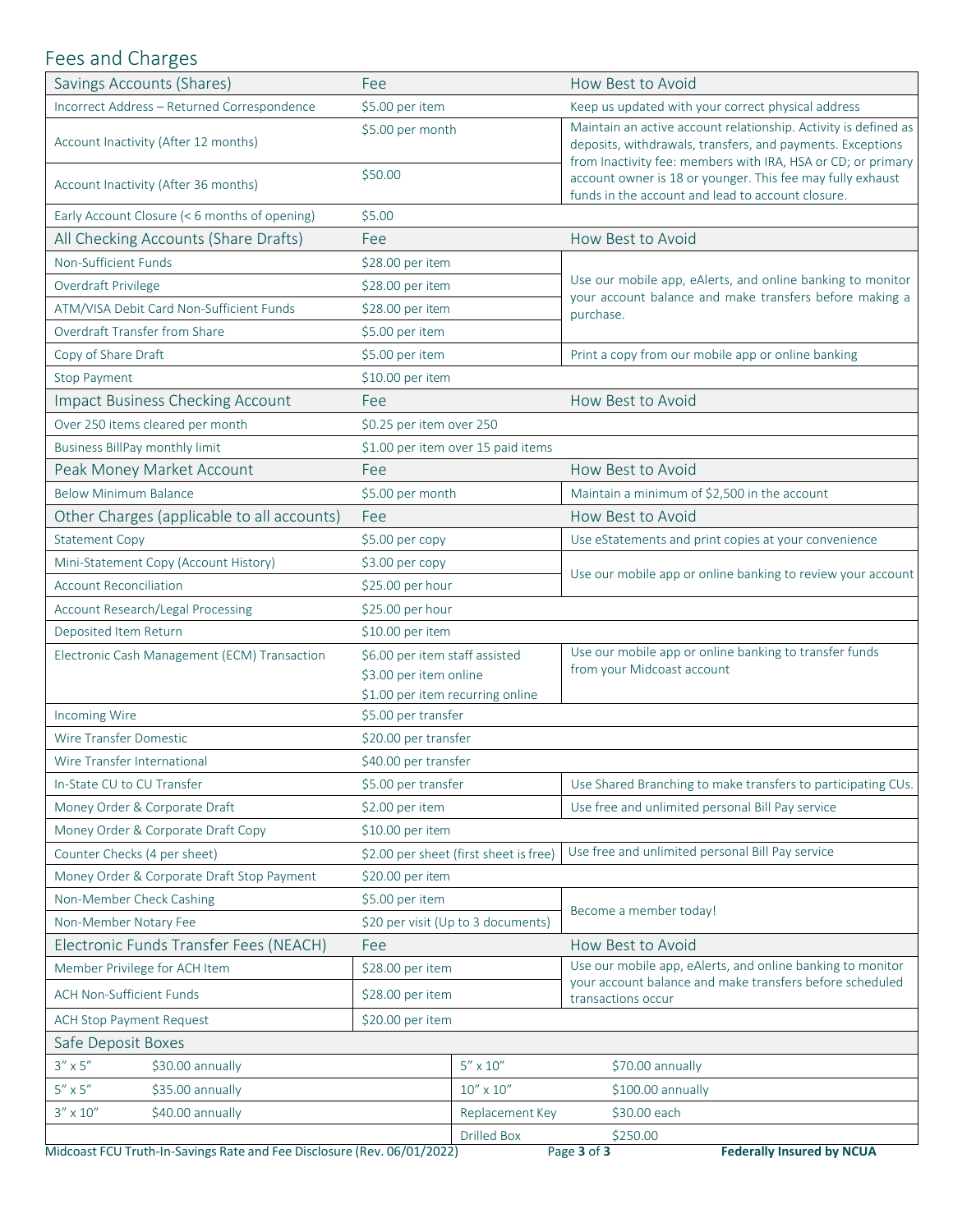## Fees and Charges

| Savings Accounts (Shares) | Fee | How Best to Avoid |
|---|---|---|
| Incorrect Address – Returned Correspondence | $5.00 per item | Keep us updated with your correct physical address |
| Account Inactivity (After 12 months) | $5.00 per month | Maintain an active account relationship. Activity is defined as deposits, withdrawals, transfers, and payments. Exceptions from Inactivity fee: members with IRA, HSA or CD; or primary account owner is 18 or younger. This fee may fully exhaust funds in the account and lead to account closure. |
| Account Inactivity (After 36 months) | $50.00 | |
| Early Account Closure (< 6 months of opening) | $5.00 | |
| **All Checking Accounts (Share Drafts)** | **Fee** | **How Best to Avoid** |
| Non-Sufficient Funds | $28.00 per item | Use our mobile app, eAlerts, and online banking to monitor your account balance and make transfers before making a purchase. |
| Overdraft Privilege | $28.00 per item | |
| ATM/VISA Debit Card Non-Sufficient Funds | $28.00 per item | |
| Overdraft Transfer from Share | $5.00 per item | |
| Copy of Share Draft | $5.00 per item | Print a copy from our mobile app or online banking |
| Stop Payment | $10.00 per item | |
| **Impact Business Checking Account** | **Fee** | **How Best to Avoid** |
| Over 250 items cleared per month | $0.25 per item over 250 | |
| Business BillPay monthly limit | $1.00 per item over 15 paid items | |
| **Peak Money Market Account** | **Fee** | **How Best to Avoid** |
| Below Minimum Balance | $5.00 per month | Maintain a minimum of $2,500 in the account |
| **Other Charges (applicable to all accounts)** | **Fee** | **How Best to Avoid** |
| Statement Copy | $5.00 per copy | Use eStatements and print copies at your convenience |
| Mini-Statement Copy (Account History) | $3.00 per copy | Use our mobile app or online banking to review your account |
| Account Reconciliation | $25.00 per hour | |
| Account Research/Legal Processing | $25.00 per hour | |
| Deposited Item Return | $10.00 per item | |
| Electronic Cash Management (ECM) Transaction | $6.00 per item staff assisted<br>$3.00 per item online<br>$1.00 per item recurring online | Use our mobile app or online banking to transfer funds from your Midcoast account |
| Incoming Wire | $5.00 per transfer | |
| Wire Transfer Domestic | $20.00 per transfer | |
| Wire Transfer International | $40.00 per transfer | |
| In-State CU to CU Transfer | $5.00 per transfer | Use Shared Branching to make transfers to participating CUs. |
| Money Order & Corporate Draft | $2.00 per item | Use free and unlimited personal Bill Pay service |
| Money Order & Corporate Draft Copy | $10.00 per item | |
| Counter Checks (4 per sheet) | $2.00 per sheet (first sheet is free) | Use free and unlimited personal Bill Pay service |
| Money Order & Corporate Draft Stop Payment | $20.00 per item | |
| Non-Member Check Cashing | $5.00 per item | Become a member today! |
| Non-Member Notary Fee | $20 per visit (Up to 3 documents) | |
| **Electronic Funds Transfer Fees (NEACH)** | **Fee** | **How Best to Avoid** |
| Member Privilege for ACH Item | $28.00 per item | Use our mobile app, eAlerts, and online banking to monitor your account balance and make transfers before scheduled transactions occur |
| ACH Non-Sufficient Funds | $28.00 per item | |
| ACH Stop Payment Request | $20.00 per item | |

| Safe Deposit Boxes | | | |
|---|---|---|---|
| 3″ x 5″ | $30.00 annually | 5″ x 10″ | $70.00 annually |
| 5″ x 5″ | $35.00 annually | 10″ x 10″ | $100.00 annually |
| 3″ x 10″ | $40.00 annually | Replacement Key | $30.00 each |
| | | Drilled Box | $250.00 |

Midcoast FCU Truth-In-Savings Rate and Fee Disclosure (Rev. 06/01/2022)

**Federally Insured by NCUA**